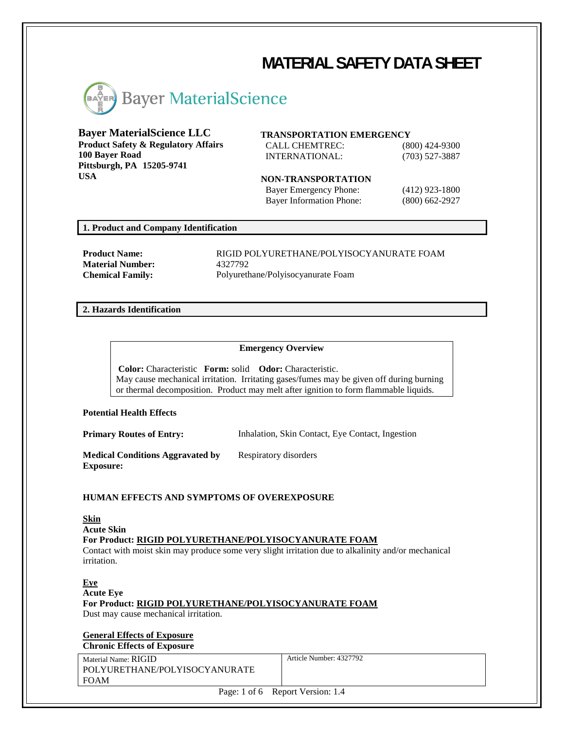# MATERIAL SAFETY DATA SHEET

Bayer MaterialScience

**Bayer MaterialScience LLC**
**Product Safety & Regulatory Affairs**
**100 Bayer Road**
**Pittsburgh, PA 15205-9741**
**USA**

**TRANSPORTATION EMERGENCY**

| | |
|---|---|
| CALL CHEMTREC: | (800) 424-9300 |
| INTERNATIONAL: | (703) 527-3887 |

**NON-TRANSPORTATION**

| | |
|---|---|
| Bayer Emergency Phone: | (412) 923-1800 |
| Bayer Information Phone: | (800) 662-2927 |

## 1. Product and Company Identification

| | |
|---|---|
| **Product Name:** | RIGID POLYURETHANE/POLYISOCYANURATE FOAM |
| **Material Number:** | 4327792 |
| **Chemical Family:** | Polyurethane/Polyisocyanurate Foam |

## 2. Hazards Identification

**Emergency Overview**

**Color:** Characteristic **Form:** solid **Odor:** Characteristic.
May cause mechanical irritation. Irritating gases/fumes may be given off during burning or thermal decomposition. Product may melt after ignition to form flammable liquids.

**Potential Health Effects**

| | |
|---|---|
| **Primary Routes of Entry:** | Inhalation, Skin Contact, Eye Contact, Ingestion |
| **Medical Conditions Aggravated by Exposure:** | Respiratory disorders |

**HUMAN EFFECTS AND SYMPTOMS OF OVEREXPOSURE**

**Skin**
**Acute Skin**
**For Product: RIGID POLYURETHANE/POLYISOCYANURATE FOAM**
Contact with moist skin may produce some very slight irritation due to alkalinity and/or mechanical irritation.

**Eye**
**Acute Eye**
**For Product: RIGID POLYURETHANE/POLYISOCYANURATE FOAM**
Dust may cause mechanical irritation.

**General Effects of Exposure**
**Chronic Effects of Exposure**

| Material Name: RIGID POLYURETHANE/POLYISOCYANURATE FOAM | Article Number: 4327792 |
|---|---|

Report Version: 1.4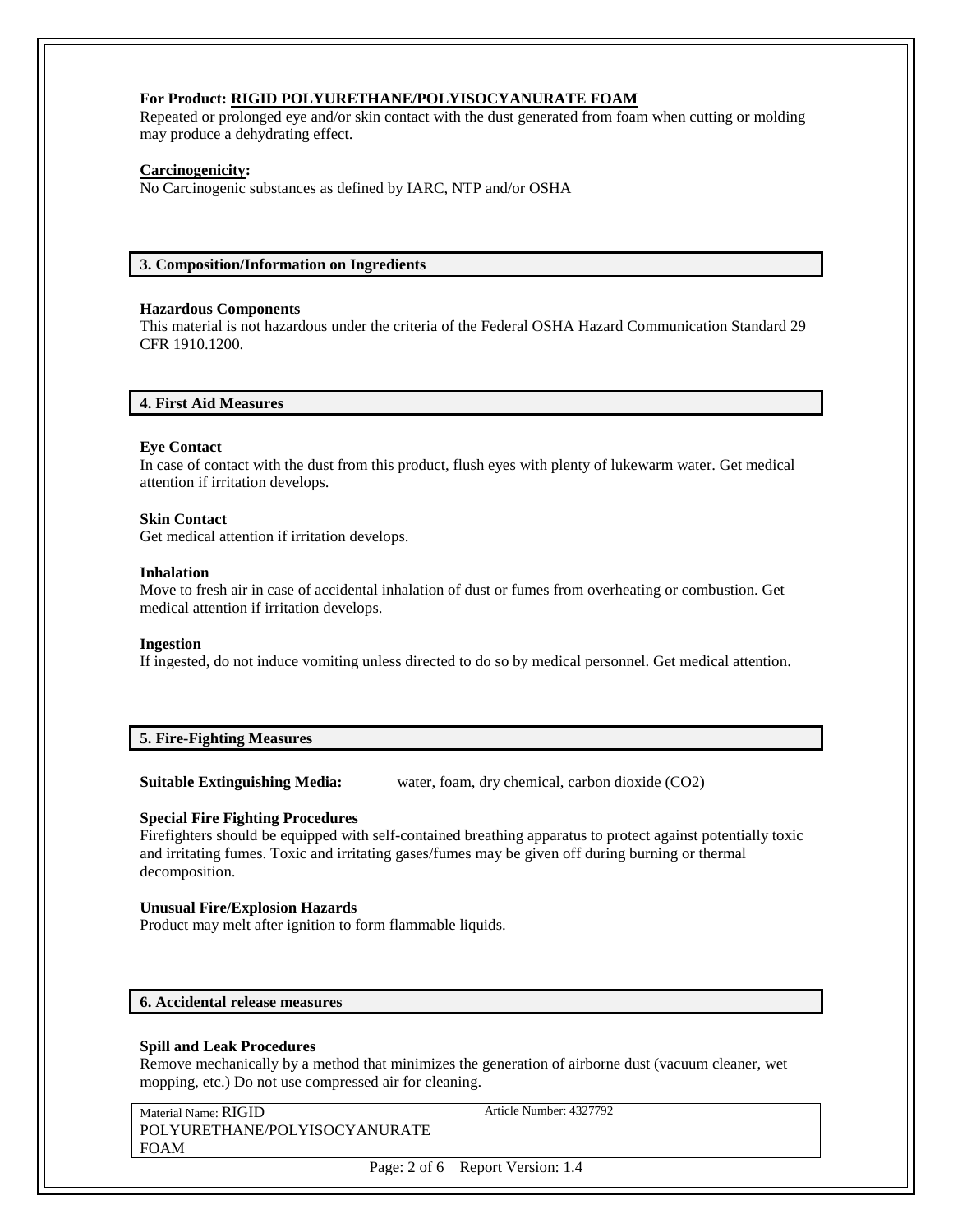**For Product: RIGID POLYURETHANE/POLYISOCYANURATE FOAM**

Repeated or prolonged eye and/or skin contact with the dust generated from foam when cutting or molding may produce a dehydrating effect.

**Carcinogenicity:**

No Carcinogenic substances as defined by IARC, NTP and/or OSHA

## 3. Composition/Information on Ingredients

**Hazardous Components**

This material is not hazardous under the criteria of the Federal OSHA Hazard Communication Standard 29 CFR 1910.1200.

## 4. First Aid Measures

**Eye Contact**

In case of contact with the dust from this product, flush eyes with plenty of lukewarm water. Get medical attention if irritation develops.

**Skin Contact**

Get medical attention if irritation develops.

**Inhalation**

Move to fresh air in case of accidental inhalation of dust or fumes from overheating or combustion. Get medical attention if irritation develops.

**Ingestion**

If ingested, do not induce vomiting unless directed to do so by medical personnel. Get medical attention.

## 5. Fire-Fighting Measures

**Suitable Extinguishing Media:** water, foam, dry chemical, carbon dioxide ($CO_2$)

**Special Fire Fighting Procedures**

Firefighters should be equipped with self-contained breathing apparatus to protect against potentially toxic and irritating fumes. Toxic and irritating gases/fumes may be given off during burning or thermal decomposition.

**Unusual Fire/Explosion Hazards**

Product may melt after ignition to form flammable liquids.

## 6. Accidental release measures

**Spill and Leak Procedures**

Remove mechanically by a method that minimizes the generation of airborne dust (vacuum cleaner, wet mopping, etc.) Do not use compressed air for cleaning.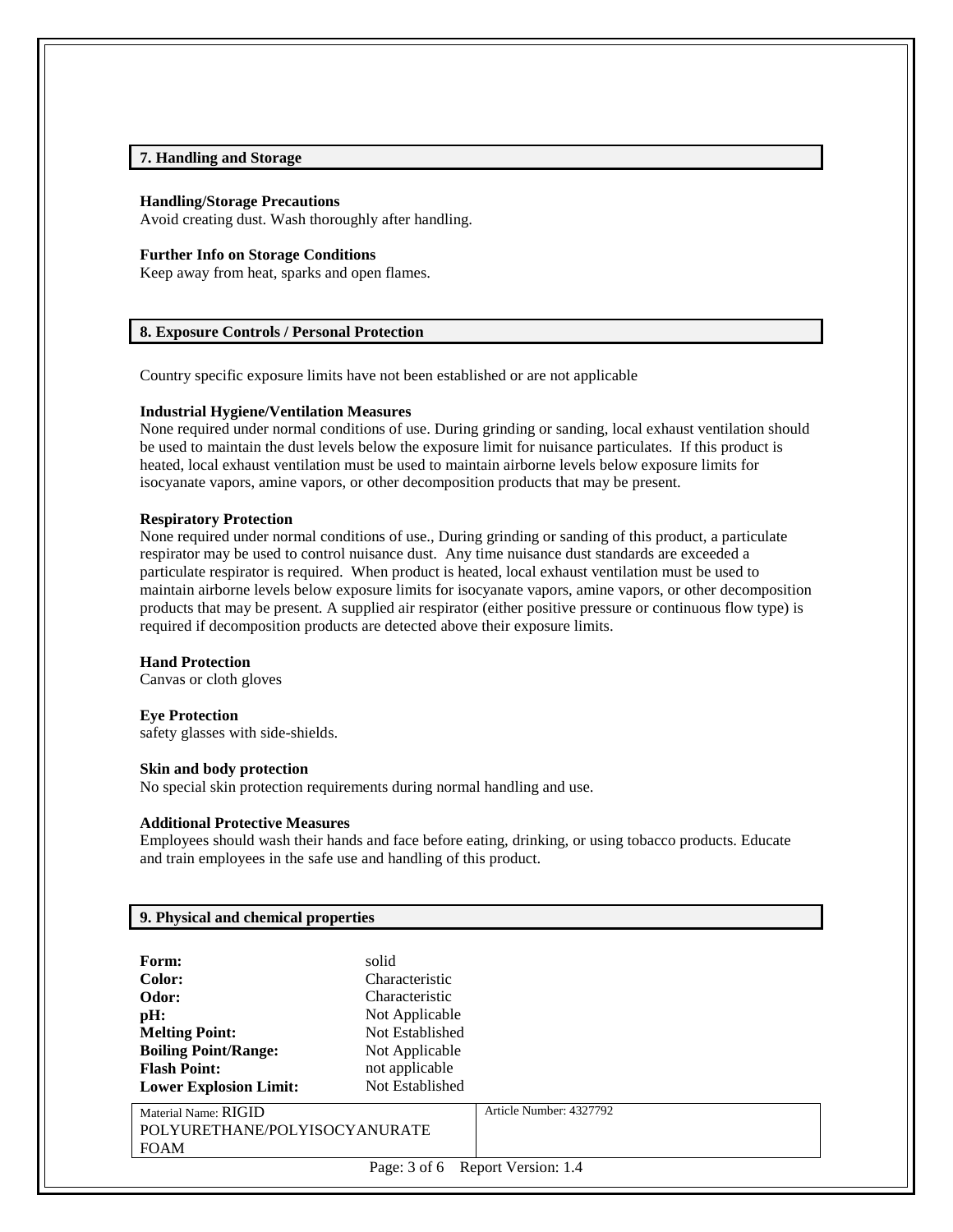## 7. Handling and Storage

**Handling/Storage Precautions**
Avoid creating dust. Wash thoroughly after handling.

**Further Info on Storage Conditions**
Keep away from heat, sparks and open flames.

## 8. Exposure Controls / Personal Protection

Country specific exposure limits have not been established or are not applicable

**Industrial Hygiene/Ventilation Measures**
None required under normal conditions of use. During grinding or sanding, local exhaust ventilation should be used to maintain the dust levels below the exposure limit for nuisance particulates. If this product is heated, local exhaust ventilation must be used to maintain airborne levels below exposure limits for isocyanate vapors, amine vapors, or other decomposition products that may be present.

**Respiratory Protection**
None required under normal conditions of use., During grinding or sanding of this product, a particulate respirator may be used to control nuisance dust. Any time nuisance dust standards are exceeded a particulate respirator is required. When product is heated, local exhaust ventilation must be used to maintain airborne levels below exposure limits for isocyanate vapors, amine vapors, or other decomposition products that may be present. A supplied air respirator (either positive pressure or continuous flow type) is required if decomposition products are detected above their exposure limits.

**Hand Protection**
Canvas or cloth gloves

**Eye Protection**
safety glasses with side-shields.

**Skin and body protection**
No special skin protection requirements during normal handling and use.

**Additional Protective Measures**
Employees should wash their hands and face before eating, drinking, or using tobacco products. Educate and train employees in the safe use and handling of this product.

## 9. Physical and chemical properties

| | |
|---|---|
| **Form:** | solid |
| **Color:** | Characteristic |
| **Odor:** | Characteristic |
| **pH:** | Not Applicable |
| **Melting Point:** | Not Established |
| **Boiling Point/Range:** | Not Applicable |
| **Flash Point:** | not applicable |
| **Lower Explosion Limit:** | Not Established |

| Material Name: RIGID POLYURETHANE/POLYISOCYANURATE FOAM | Article Number: 4327792 |
|---|---|

Report Version: 1.4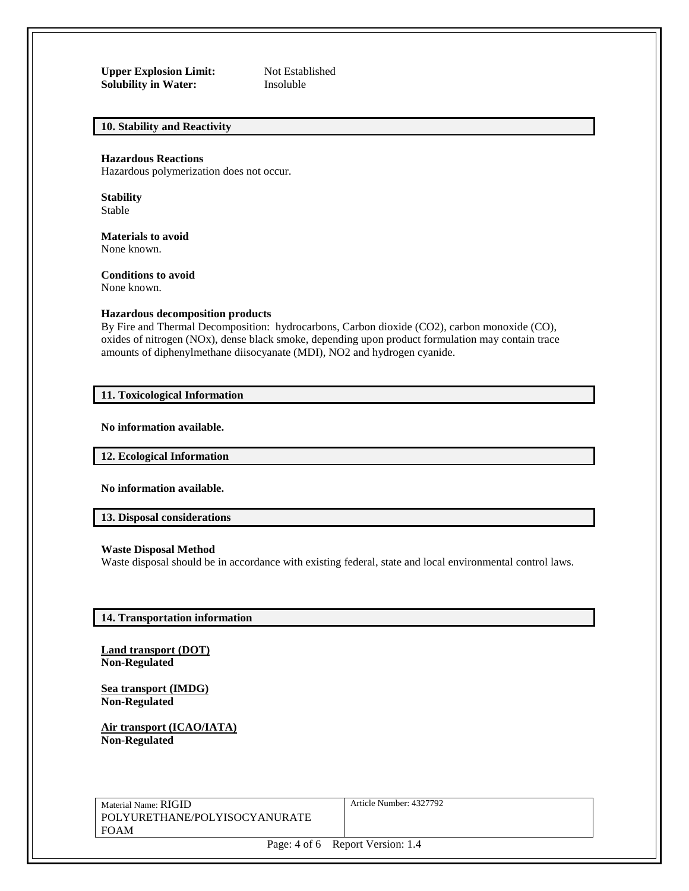**Upper Explosion Limit:** Not Established
**Solubility in Water:** Insoluble

## 10. Stability and Reactivity

**Hazardous Reactions**
Hazardous polymerization does not occur.

**Stability**
Stable

**Materials to avoid**
None known.

**Conditions to avoid**
None known.

**Hazardous decomposition products**
By Fire and Thermal Decomposition: hydrocarbons, Carbon dioxide ($CO_2$), carbon monoxide (CO), oxides of nitrogen ($NO_x$), dense black smoke, depending upon product formulation may contain trace amounts of diphenylmethane diisocyanate (MDI), $NO_2$ and hydrogen cyanide.

## 11. Toxicological Information

**No information available.**

## 12. Ecological Information

**No information available.**

## 13. Disposal considerations

**Waste Disposal Method**
Waste disposal should be in accordance with existing federal, state and local environmental control laws.

## 14. Transportation information

**Land transport (DOT)**
**Non-Regulated**

**Sea transport (IMDG)**
**Non-Regulated**

**Air transport (ICAO/IATA)**
**Non-Regulated**

| Material Name: RIGID POLYURETHANE/POLYISOCYANURATE FOAM | Article Number: 4327792 |
| --- | --- |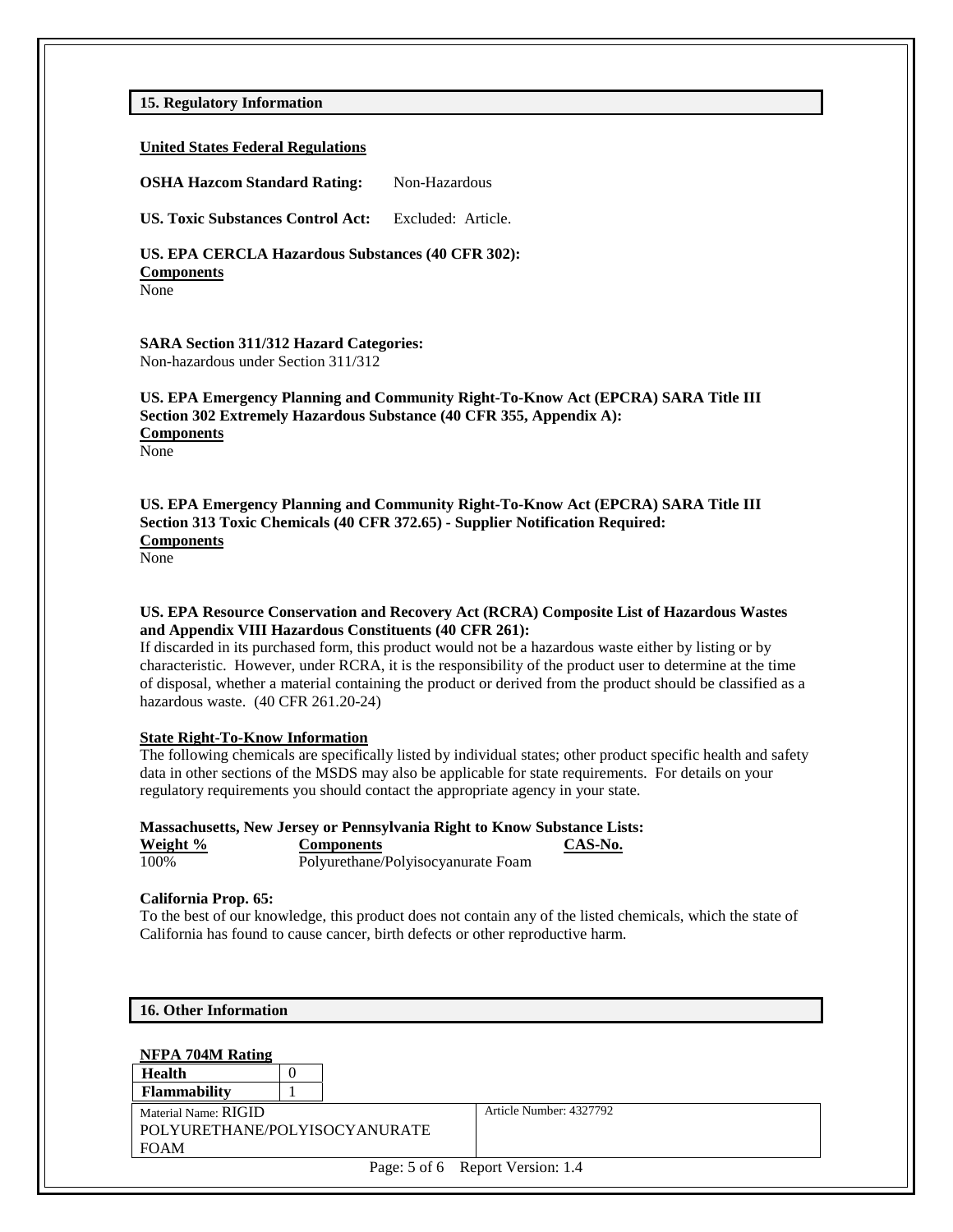## 15. Regulatory Information

**United States Federal Regulations**

**OSHA Hazcom Standard Rating:** Non-Hazardous

**US. Toxic Substances Control Act:** Excluded: Article.

**US. EPA CERCLA Hazardous Substances (40 CFR 302):**
**Components**
None

**SARA Section 311/312 Hazard Categories:**
Non-hazardous under Section 311/312

**US. EPA Emergency Planning and Community Right-To-Know Act (EPCRA) SARA Title III Section 302 Extremely Hazardous Substance (40 CFR 355, Appendix A):**
**Components**
None

**US. EPA Emergency Planning and Community Right-To-Know Act (EPCRA) SARA Title III Section 313 Toxic Chemicals (40 CFR 372.65) - Supplier Notification Required:**
**Components**
None

**US. EPA Resource Conservation and Recovery Act (RCRA) Composite List of Hazardous Wastes and Appendix VIII Hazardous Constituents (40 CFR 261):**
If discarded in its purchased form, this product would not be a hazardous waste either by listing or by characteristic. However, under RCRA, it is the responsibility of the product user to determine at the time of disposal, whether a material containing the product or derived from the product should be classified as a hazardous waste. (40 CFR 261.20-24)

**State Right-To-Know Information**
The following chemicals are specifically listed by individual states; other product specific health and safety data in other sections of the MSDS may also be applicable for state requirements. For details on your regulatory requirements you should contact the appropriate agency in your state.

**Massachusetts, New Jersey or Pennsylvania Right to Know Substance Lists:**

| Weight % | Components | CAS-No. |
|---|---|---|
| 100% | Polyurethane/Polyisocyanurate Foam | |

**California Prop. 65:**
To the best of our knowledge, this product does not contain any of the listed chemicals, which the state of California has found to cause cancer, birth defects or other reproductive harm.

## 16. Other Information

**NFPA 704M Rating**

| Health | 0 |
|---|---|
| Flammability | 1 |

| Material Name: RIGID POLYURETHANE/POLYISOCYANURATE FOAM | Article Number: 4327792 |
|---|---|

Report Version: 1.4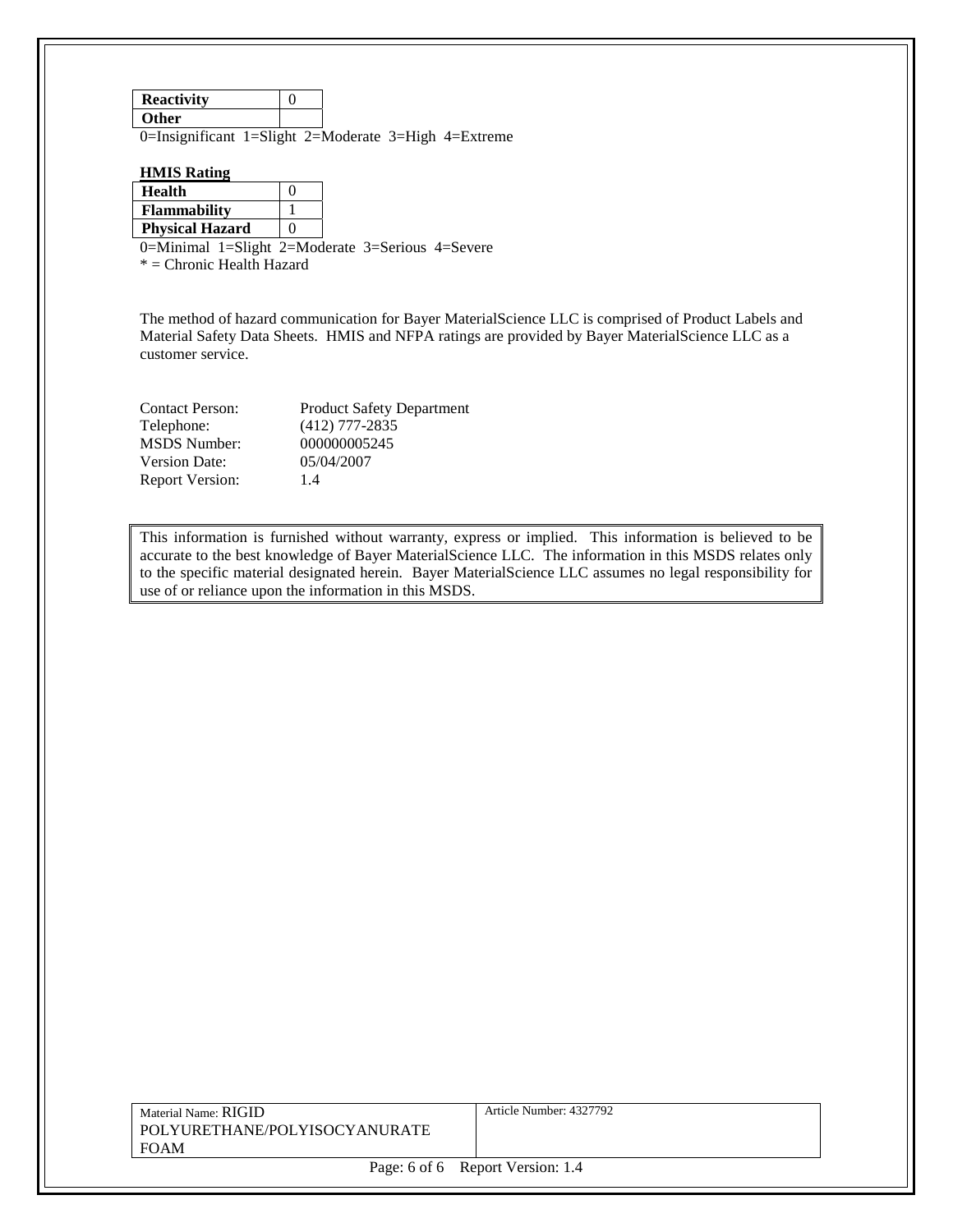| | |
|---|---|
| **Reactivity** | 0 |
| **Other** | |

0=Insignificant 1=Slight 2=Moderate 3=High 4=Extreme

**HMIS Rating**

| | |
|---|---|
| **Health** | 0 |
| **Flammability** | 1 |
| **Physical Hazard** | 0 |

0=Minimal 1=Slight 2=Moderate 3=Serious 4=Severe
* = Chronic Health Hazard

The method of hazard communication for Bayer MaterialScience LLC is comprised of Product Labels and Material Safety Data Sheets. HMIS and NFPA ratings are provided by Bayer MaterialScience LLC as a customer service.

| | |
|---|---|
| Contact Person: | Product Safety Department |
| Telephone: | (412) 777-2835 |
| MSDS Number: | 000000005245 |
| Version Date: | 05/04/2007 |
| Report Version: | 1.4 |

This information is furnished without warranty, express or implied. This information is believed to be accurate to the best knowledge of Bayer MaterialScience LLC. The information in this MSDS relates only to the specific material designated herein. Bayer MaterialScience LLC assumes no legal responsibility for use of or reliance upon the information in this MSDS.